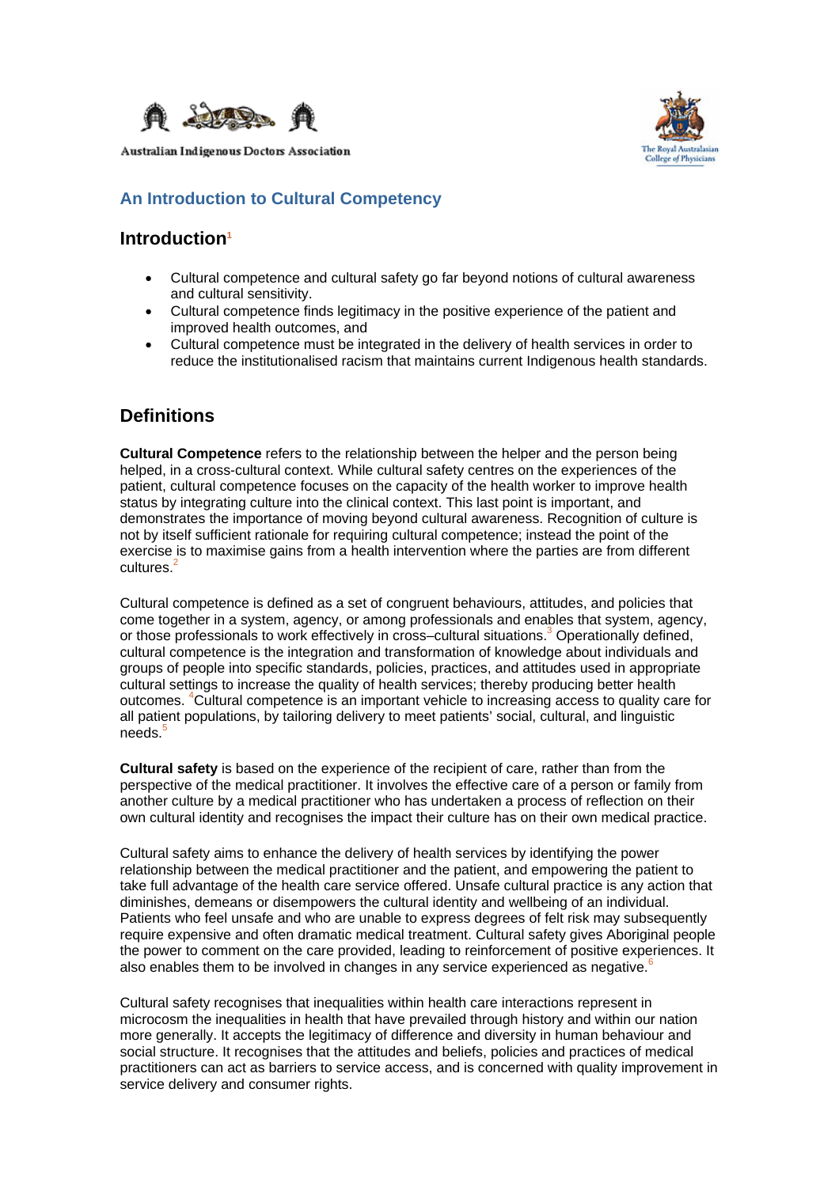Australian Indigenous Doctors Association

The Royal Australasian College of Physicians

# An Introduction to Cultural Competency

## Introduction[1]

- Cultural competence and cultural safety go far beyond notions of cultural awareness and cultural sensitivity.
- Cultural competence finds legitimacy in the positive experience of the patient and improved health outcomes, and
- Cultural competence must be integrated in the delivery of health services in order to reduce the institutionalised racism that maintains current Indigenous health standards.

## Definitions

**Cultural Competence** refers to the relationship between the helper and the person being helped, in a cross-cultural context. While cultural safety centres on the experiences of the patient, cultural competence focuses on the capacity of the health worker to improve health status by integrating culture into the clinical context. This last point is important, and demonstrates the importance of moving beyond cultural awareness. Recognition of culture is not by itself sufficient rationale for requiring cultural competence; instead the point of the exercise is to maximise gains from a health intervention where the parties are from different cultures.[2]

Cultural competence is defined as a set of congruent behaviours, attitudes, and policies that come together in a system, agency, or among professionals and enables that system, agency, or those professionals to work effectively in cross–cultural situations.[3] Operationally defined, cultural competence is the integration and transformation of knowledge about individuals and groups of people into specific standards, policies, practices, and attitudes used in appropriate cultural settings to increase the quality of health services; thereby producing better health outcomes. [4]Cultural competence is an important vehicle to increasing access to quality care for all patient populations, by tailoring delivery to meet patients' social, cultural, and linguistic needs.[5]

**Cultural safety** is based on the experience of the recipient of care, rather than from the perspective of the medical practitioner. It involves the effective care of a person or family from another culture by a medical practitioner who has undertaken a process of reflection on their own cultural identity and recognises the impact their culture has on their own medical practice.

Cultural safety aims to enhance the delivery of health services by identifying the power relationship between the medical practitioner and the patient, and empowering the patient to take full advantage of the health care service offered. Unsafe cultural practice is any action that diminishes, demeans or disempowers the cultural identity and wellbeing of an individual. Patients who feel unsafe and who are unable to express degrees of felt risk may subsequently require expensive and often dramatic medical treatment. Cultural safety gives Aboriginal people the power to comment on the care provided, leading to reinforcement of positive experiences. It also enables them to be involved in changes in any service experienced as negative.[6]

Cultural safety recognises that inequalities within health care interactions represent in microcosm the inequalities in health that have prevailed through history and within our nation more generally. It accepts the legitimacy of difference and diversity in human behaviour and social structure. It recognises that the attitudes and beliefs, policies and practices of medical practitioners can act as barriers to service access, and is concerned with quality improvement in service delivery and consumer rights.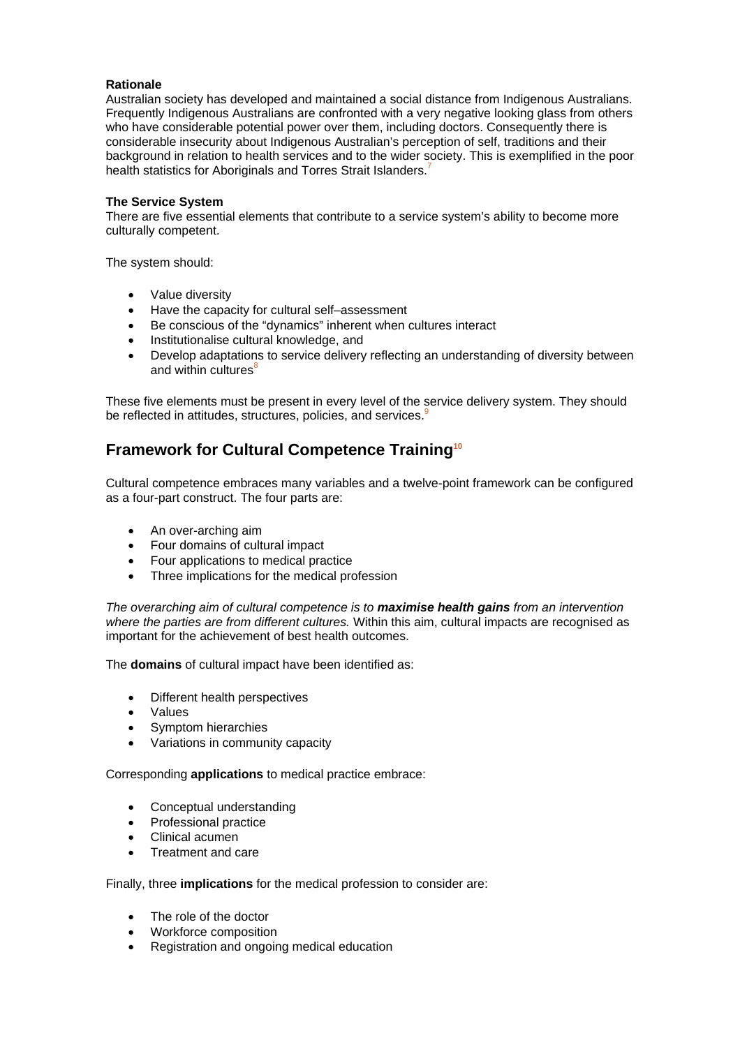**Rationale**

Australian society has developed and maintained a social distance from Indigenous Australians. Frequently Indigenous Australians are confronted with a very negative looking glass from others who have considerable potential power over them, including doctors. Consequently there is considerable insecurity about Indigenous Australian's perception of self, traditions and their background in relation to health services and to the wider society. This is exemplified in the poor health statistics for Aboriginals and Torres Strait Islanders.[7]

**The Service System**

There are five essential elements that contribute to a service system's ability to become more culturally competent.

The system should:

- Value diversity
- Have the capacity for cultural self–assessment
- Be conscious of the "dynamics" inherent when cultures interact
- Institutionalise cultural knowledge, and
- Develop adaptations to service delivery reflecting an understanding of diversity between and within cultures[8]

These five elements must be present in every level of the service delivery system. They should be reflected in attitudes, structures, policies, and services.[9]

## Framework for Cultural Competence Training[10]

Cultural competence embraces many variables and a twelve-point framework can be configured as a four-part construct. The four parts are:

- An over-arching aim
- Four domains of cultural impact
- Four applications to medical practice
- Three implications for the medical profession

*The overarching aim of cultural competence is to **maximise health gains** from an intervention where the parties are from different cultures.* Within this aim, cultural impacts are recognised as important for the achievement of best health outcomes.

The **domains** of cultural impact have been identified as:

- Different health perspectives
- Values
- Symptom hierarchies
- Variations in community capacity

Corresponding **applications** to medical practice embrace:

- Conceptual understanding
- Professional practice
- Clinical acumen
- Treatment and care

Finally, three **implications** for the medical profession to consider are:

- The role of the doctor
- Workforce composition
- Registration and ongoing medical education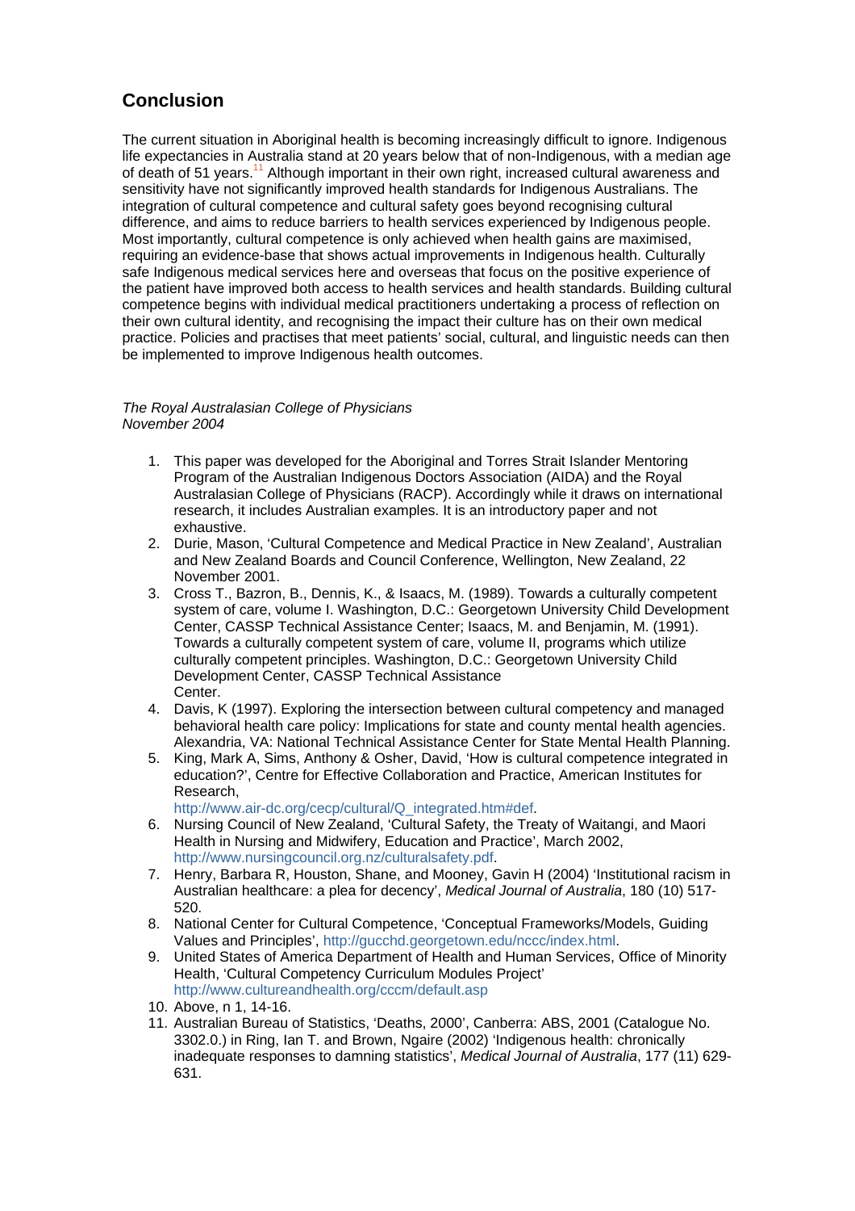## Conclusion

The current situation in Aboriginal health is becoming increasingly difficult to ignore. Indigenous life expectancies in Australia stand at 20 years below that of non-Indigenous, with a median age of death of 51 years.[11] Although important in their own right, increased cultural awareness and sensitivity have not significantly improved health standards for Indigenous Australians. The integration of cultural competence and cultural safety goes beyond recognising cultural difference, and aims to reduce barriers to health services experienced by Indigenous people. Most importantly, cultural competence is only achieved when health gains are maximised, requiring an evidence-base that shows actual improvements in Indigenous health. Culturally safe Indigenous medical services here and overseas that focus on the positive experience of the patient have improved both access to health services and health standards. Building cultural competence begins with individual medical practitioners undertaking a process of reflection on their own cultural identity, and recognising the impact their culture has on their own medical practice. Policies and practises that meet patients' social, cultural, and linguistic needs can then be implemented to improve Indigenous health outcomes.

*The Royal Australasian College of Physicians*
*November 2004*

1. This paper was developed for the Aboriginal and Torres Strait Islander Mentoring Program of the Australian Indigenous Doctors Association (AIDA) and the Royal Australasian College of Physicians (RACP). Accordingly while it draws on international research, it includes Australian examples. It is an introductory paper and not exhaustive.
2. Durie, Mason, 'Cultural Competence and Medical Practice in New Zealand', Australian and New Zealand Boards and Council Conference, Wellington, New Zealand, 22 November 2001.
3. Cross T., Bazron, B., Dennis, K., & Isaacs, M. (1989). Towards a culturally competent system of care, volume I. Washington, D.C.: Georgetown University Child Development Center, CASSP Technical Assistance Center; Isaacs, M. and Benjamin, M. (1991). Towards a culturally competent system of care, volume II, programs which utilize culturally competent principles. Washington, D.C.: Georgetown University Child Development Center, CASSP Technical Assistance Center.
4. Davis, K (1997). Exploring the intersection between cultural competency and managed behavioral health care policy: Implications for state and county mental health agencies. Alexandria, VA: National Technical Assistance Center for State Mental Health Planning.
5. King, Mark A, Sims, Anthony & Osher, David, 'How is cultural competence integrated in education?', Centre for Effective Collaboration and Practice, American Institutes for Research, http://www.air-dc.org/cecp/cultural/Q_integrated.htm#def.
6. Nursing Council of New Zealand, 'Cultural Safety, the Treaty of Waitangi, and Maori Health in Nursing and Midwifery, Education and Practice', March 2002, http://www.nursingcouncil.org.nz/culturalsafety.pdf.
7. Henry, Barbara R, Houston, Shane, and Mooney, Gavin H (2004) 'Institutional racism in Australian healthcare: a plea for decency', *Medical Journal of Australia*, 180 (10) 517-520.
8. National Center for Cultural Competence, 'Conceptual Frameworks/Models, Guiding Values and Principles', http://gucchd.georgetown.edu/nccc/index.html.
9. United States of America Department of Health and Human Services, Office of Minority Health, 'Cultural Competency Curriculum Modules Project' http://www.cultureandhealth.org/cccm/default.asp
10. Above, n 1, 14-16.
11. Australian Bureau of Statistics, 'Deaths, 2000', Canberra: ABS, 2001 (Catalogue No. 3302.0.) in Ring, Ian T. and Brown, Ngaire (2002) 'Indigenous health: chronically inadequate responses to damning statistics', *Medical Journal of Australia*, 177 (11) 629-631.